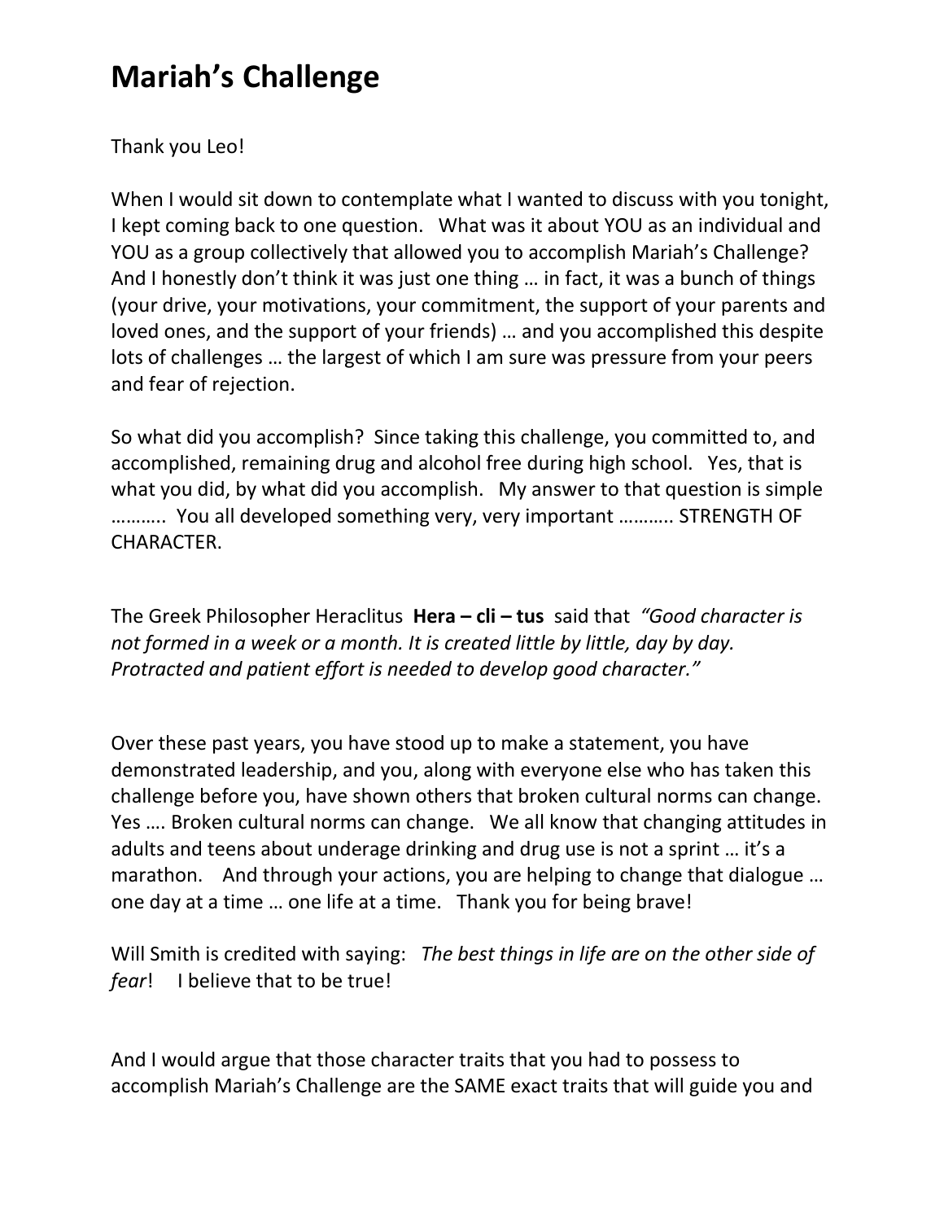# Mariah's Challenge

Thank you Leo!

When I would sit down to contemplate what I wanted to discuss with you tonight, I kept coming back to one question. What was it about YOU as an individual and YOU as a group collectively that allowed you to accomplish Mariah's Challenge? And I honestly don't think it was just one thing … in fact, it was a bunch of things (your drive, your motivations, your commitment, the support of your parents and loved ones, and the support of your friends) … and you accomplished this despite lots of challenges … the largest of which I am sure was pressure from your peers and fear of rejection.

So what did you accomplish? Since taking this challenge, you committed to, and accomplished, remaining drug and alcohol free during high school. Yes, that is what you did, by what did you accomplish. My answer to that question is simple ……….. You all developed something very, very important ……….. STRENGTH OF CHARACTER.

The Greek Philosopher Heraclitus **Hera – cli – tus** said that *"Good character is not formed in a week or a month. It is created little by little, day by day. Protracted and patient effort is needed to develop good character."*

Over these past years, you have stood up to make a statement, you have demonstrated leadership, and you, along with everyone else who has taken this challenge before you, have shown others that broken cultural norms can change. Yes …. Broken cultural norms can change. We all know that changing attitudes in adults and teens about underage drinking and drug use is not a sprint … it's a marathon. And through your actions, you are helping to change that dialogue … one day at a time … one life at a time. Thank you for being brave!

Will Smith is credited with saying: *The best things in life are on the other side of fear*! I believe that to be true!

And I would argue that those character traits that you had to possess to accomplish Mariah's Challenge are the SAME exact traits that will guide you and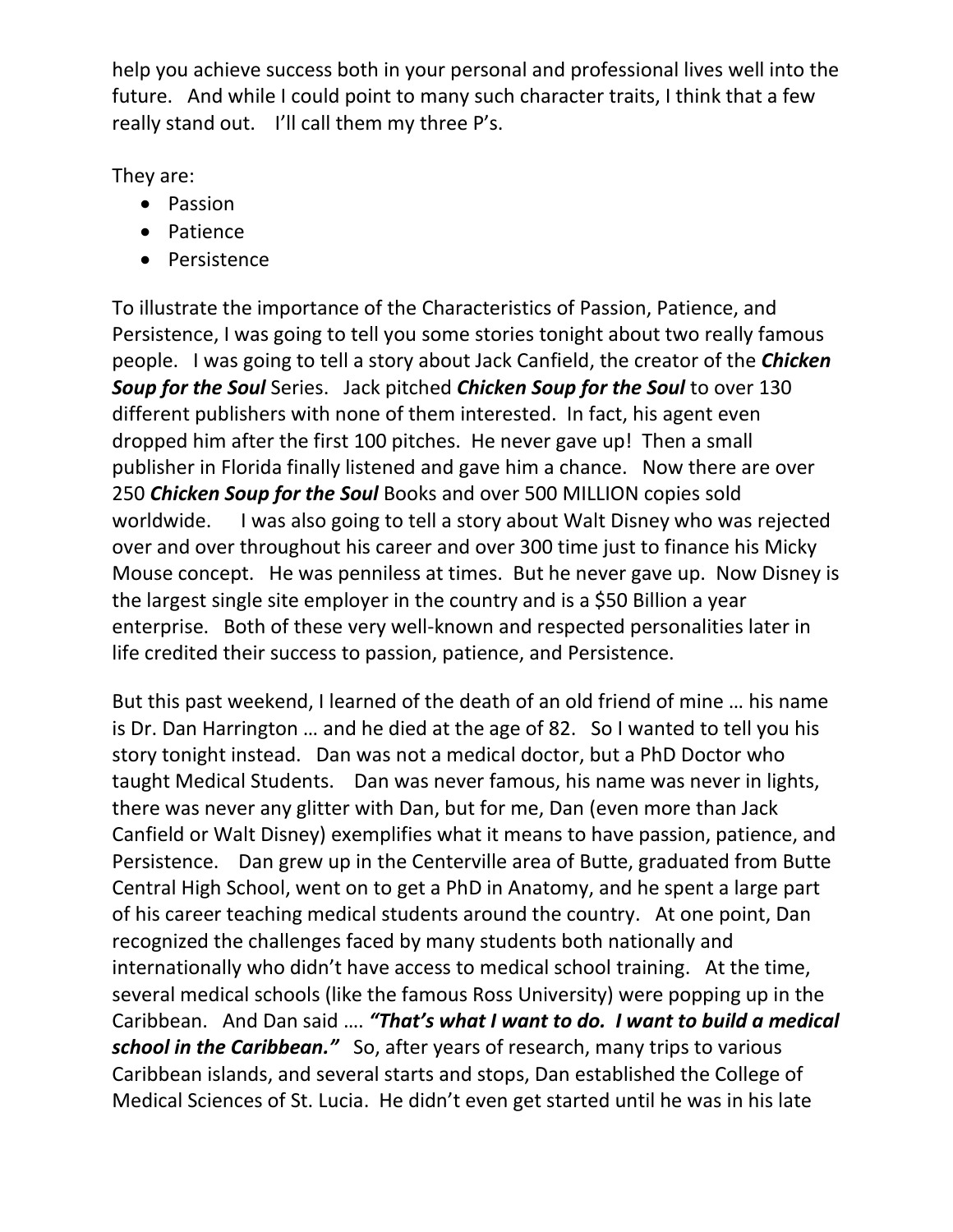help you achieve success both in your personal and professional lives well into the future. And while I could point to many such character traits, I think that a few really stand out. I'll call them my three P's.

They are:

- Passion
- Patience
- Persistence

To illustrate the importance of the Characteristics of Passion, Patience, and Persistence, I was going to tell you some stories tonight about two really famous people. I was going to tell a story about Jack Canfield, the creator of the ***Chicken Soup for the Soul*** Series. Jack pitched ***Chicken Soup for the Soul*** to over 130 different publishers with none of them interested. In fact, his agent even dropped him after the first 100 pitches. He never gave up! Then a small publisher in Florida finally listened and gave him a chance. Now there are over 250 ***Chicken Soup for the Soul*** Books and over 500 MILLION copies sold worldwide. I was also going to tell a story about Walt Disney who was rejected over and over throughout his career and over 300 time just to finance his Micky Mouse concept. He was penniless at times. But he never gave up. Now Disney is the largest single site employer in the country and is a $50 Billion a year enterprise. Both of these very well-known and respected personalities later in life credited their success to passion, patience, and Persistence.

But this past weekend, I learned of the death of an old friend of mine … his name is Dr. Dan Harrington … and he died at the age of 82. So I wanted to tell you his story tonight instead. Dan was not a medical doctor, but a PhD Doctor who taught Medical Students. Dan was never famous, his name was never in lights, there was never any glitter with Dan, but for me, Dan (even more than Jack Canfield or Walt Disney) exemplifies what it means to have passion, patience, and Persistence. Dan grew up in the Centerville area of Butte, graduated from Butte Central High School, went on to get a PhD in Anatomy, and he spent a large part of his career teaching medical students around the country. At one point, Dan recognized the challenges faced by many students both nationally and internationally who didn't have access to medical school training. At the time, several medical schools (like the famous Ross University) were popping up in the Caribbean. And Dan said …. ***"That's what I want to do. I want to build a medical school in the Caribbean."*** So, after years of research, many trips to various Caribbean islands, and several starts and stops, Dan established the College of Medical Sciences of St. Lucia. He didn't even get started until he was in his late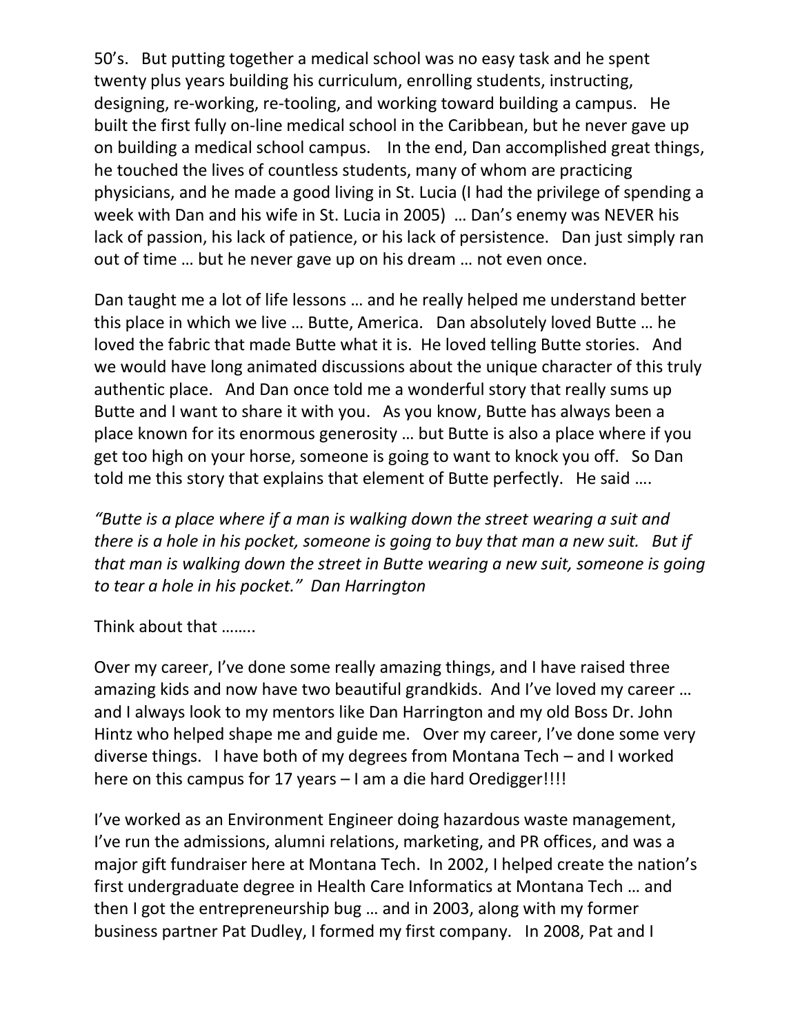50's. But putting together a medical school was no easy task and he spent twenty plus years building his curriculum, enrolling students, instructing, designing, re-working, re-tooling, and working toward building a campus. He built the first fully on-line medical school in the Caribbean, but he never gave up on building a medical school campus. In the end, Dan accomplished great things, he touched the lives of countless students, many of whom are practicing physicians, and he made a good living in St. Lucia (I had the privilege of spending a week with Dan and his wife in St. Lucia in 2005) … Dan's enemy was NEVER his lack of passion, his lack of patience, or his lack of persistence. Dan just simply ran out of time … but he never gave up on his dream … not even once.

Dan taught me a lot of life lessons … and he really helped me understand better this place in which we live … Butte, America. Dan absolutely loved Butte … he loved the fabric that made Butte what it is. He loved telling Butte stories. And we would have long animated discussions about the unique character of this truly authentic place. And Dan once told me a wonderful story that really sums up Butte and I want to share it with you. As you know, Butte has always been a place known for its enormous generosity … but Butte is also a place where if you get too high on your horse, someone is going to want to knock you off. So Dan told me this story that explains that element of Butte perfectly. He said ….

*"Butte is a place where if a man is walking down the street wearing a suit and there is a hole in his pocket, someone is going to buy that man a new suit. But if that man is walking down the street in Butte wearing a new suit, someone is going to tear a hole in his pocket." Dan Harrington*

Think about that ……..

Over my career, I've done some really amazing things, and I have raised three amazing kids and now have two beautiful grandkids. And I've loved my career … and I always look to my mentors like Dan Harrington and my old Boss Dr. John Hintz who helped shape me and guide me. Over my career, I've done some very diverse things. I have both of my degrees from Montana Tech – and I worked here on this campus for 17 years – I am a die hard Oredigger!!!!

I've worked as an Environment Engineer doing hazardous waste management, I've run the admissions, alumni relations, marketing, and PR offices, and was a major gift fundraiser here at Montana Tech. In 2002, I helped create the nation's first undergraduate degree in Health Care Informatics at Montana Tech … and then I got the entrepreneurship bug … and in 2003, along with my former business partner Pat Dudley, I formed my first company. In 2008, Pat and I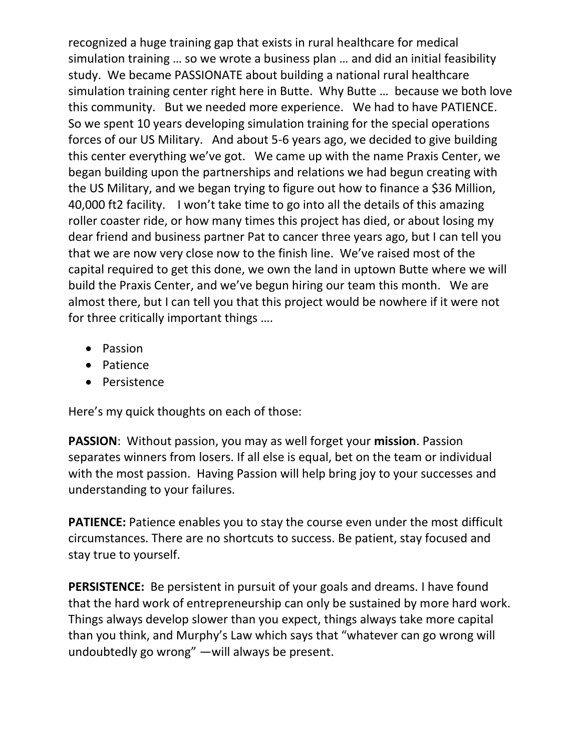recognized a huge training gap that exists in rural healthcare for medical simulation training … so we wrote a business plan … and did an initial feasibility study. We became PASSIONATE about building a national rural healthcare simulation training center right here in Butte. Why Butte … because we both love this community. But we needed more experience. We had to have PATIENCE. So we spent 10 years developing simulation training for the special operations forces of our US Military. And about 5-6 years ago, we decided to give building this center everything we've got. We came up with the name Praxis Center, we began building upon the partnerships and relations we had begun creating with the US Military, and we began trying to figure out how to finance a $36 Million, 40,000 ft2 facility. I won't take time to go into all the details of this amazing roller coaster ride, or how many times this project has died, or about losing my dear friend and business partner Pat to cancer three years ago, but I can tell you that we are now very close now to the finish line. We've raised most of the capital required to get this done, we own the land in uptown Butte where we will build the Praxis Center, and we've begun hiring our team this month. We are almost there, but I can tell you that this project would be nowhere if it were not for three critically important things ….

- Passion
- Patience
- Persistence

Here's my quick thoughts on each of those:

**PASSION**: Without passion, you may as well forget your **mission**. Passion separates winners from losers. If all else is equal, bet on the team or individual with the most passion. Having Passion will help bring joy to your successes and understanding to your failures.

**PATIENCE:** Patience enables you to stay the course even under the most difficult circumstances. There are no shortcuts to success. Be patient, stay focused and stay true to yourself.

**PERSISTENCE:** Be persistent in pursuit of your goals and dreams. I have found that the hard work of entrepreneurship can only be sustained by more hard work. Things always develop slower than you expect, things always take more capital than you think, and Murphy's Law which says that "whatever can go wrong will undoubtedly go wrong" —will always be present.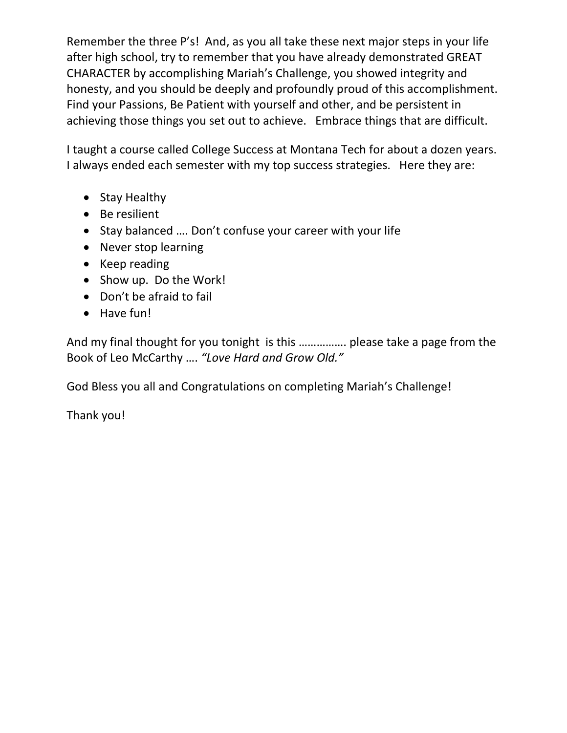Remember the three P's! And, as you all take these next major steps in your life after high school, try to remember that you have already demonstrated GREAT CHARACTER by accomplishing Mariah's Challenge, you showed integrity and honesty, and you should be deeply and profoundly proud of this accomplishment. Find your Passions, Be Patient with yourself and other, and be persistent in achieving those things you set out to achieve. Embrace things that are difficult.

I taught a course called College Success at Montana Tech for about a dozen years. I always ended each semester with my top success strategies. Here they are:

- Stay Healthy
- Be resilient
- Stay balanced …. Don't confuse your career with your life
- Never stop learning
- Keep reading
- Show up. Do the Work!
- Don't be afraid to fail
- Have fun!

And my final thought for you tonight is this ……………. please take a page from the Book of Leo McCarthy …. *"Love Hard and Grow Old."*

God Bless you all and Congratulations on completing Mariah's Challenge!

Thank you!